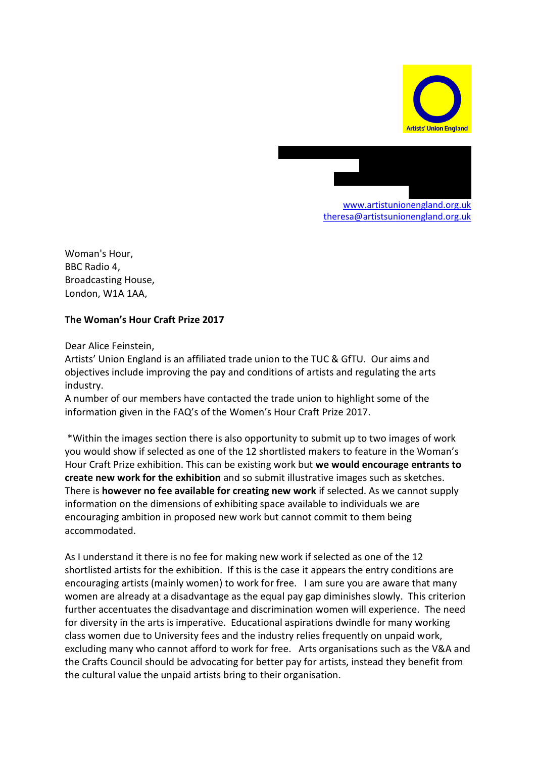Artists' Union England

www.artistunionengland.org.uk
theresa@artistsunionengland.org.uk

Woman's Hour,
BBC Radio 4,
Broadcasting House,
London, W1A 1AA,

**The Woman's Hour Craft Prize 2017**

Dear Alice Feinstein,
Artists' Union England is an affiliated trade union to the TUC & GfTU. Our aims and objectives include improving the pay and conditions of artists and regulating the arts industry.
A number of our members have contacted the trade union to highlight some of the information given in the FAQ's of the Women's Hour Craft Prize 2017.

*Within the images section there is also opportunity to submit up to two images of work you would show if selected as one of the 12 shortlisted makers to feature in the Woman's Hour Craft Prize exhibition. This can be existing work but **we would encourage entrants to create new work for the exhibition** and so submit illustrative images such as sketches. There is **however no fee available for creating new work** if selected. As we cannot supply information on the dimensions of exhibiting space available to individuals we are encouraging ambition in proposed new work but cannot commit to them being accommodated.

As I understand it there is no fee for making new work if selected as one of the 12 shortlisted artists for the exhibition. If this is the case it appears the entry conditions are encouraging artists (mainly women) to work for free. I am sure you are aware that many women are already at a disadvantage as the equal pay gap diminishes slowly. This criterion further accentuates the disadvantage and discrimination women will experience. The need for diversity in the arts is imperative. Educational aspirations dwindle for many working class women due to University fees and the industry relies frequently on unpaid work, excluding many who cannot afford to work for free. Arts organisations such as the V&A and the Crafts Council should be advocating for better pay for artists, instead they benefit from the cultural value the unpaid artists bring to their organisation.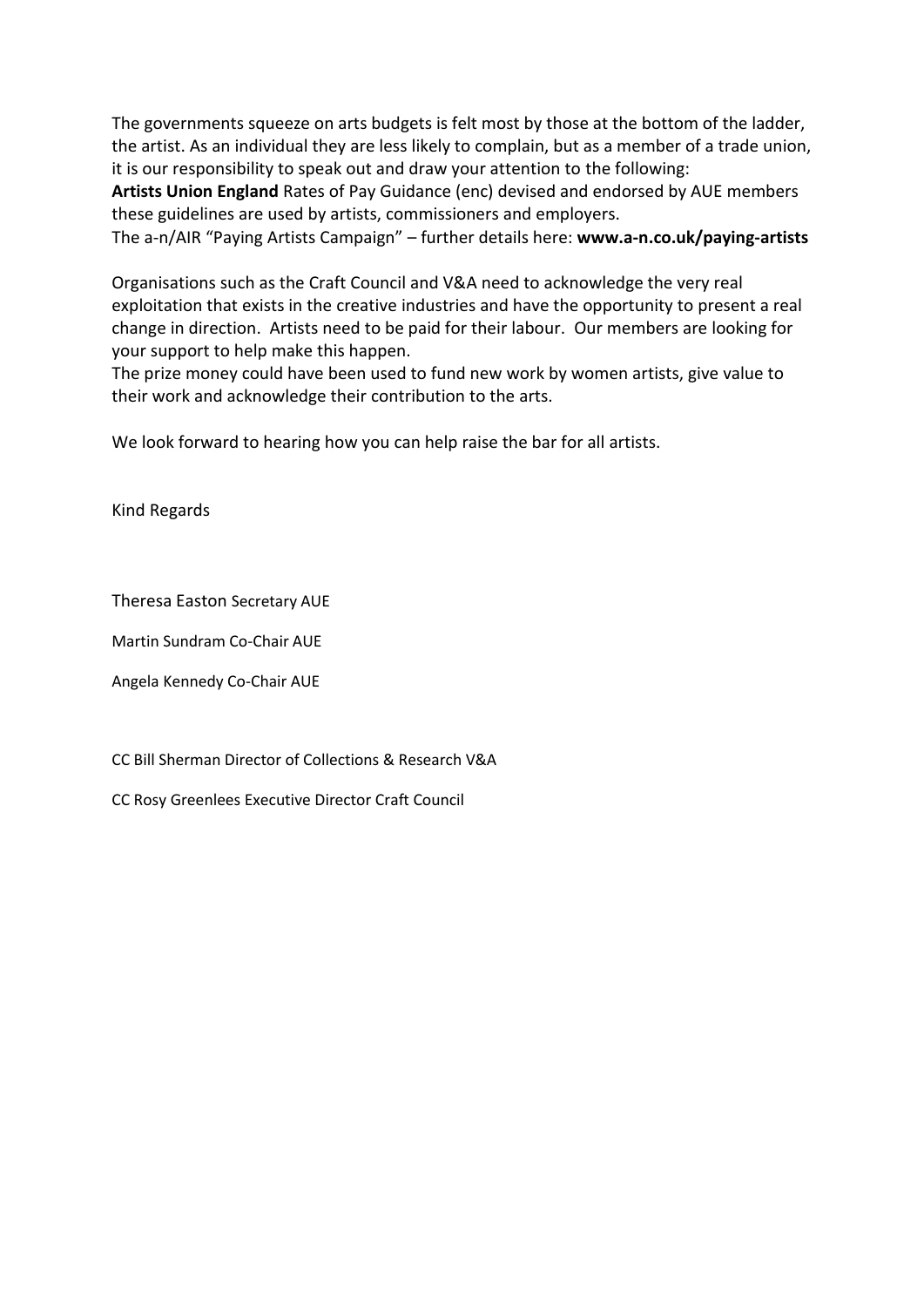The governments squeeze on arts budgets is felt most by those at the bottom of the ladder, the artist. As an individual they are less likely to complain, but as a member of a trade union, it is our responsibility to speak out and draw your attention to the following:
**Artists Union England** Rates of Pay Guidance (enc) devised and endorsed by AUE members these guidelines are used by artists, commissioners and employers.
The a-n/AIR "Paying Artists Campaign" – further details here: **www.a-n.co.uk/paying-artists**

Organisations such as the Craft Council and V&A need to acknowledge the very real exploitation that exists in the creative industries and have the opportunity to present a real change in direction. Artists need to be paid for their labour. Our members are looking for your support to help make this happen.
The prize money could have been used to fund new work by women artists, give value to their work and acknowledge their contribution to the arts.

We look forward to hearing how you can help raise the bar for all artists.

Kind Regards

Theresa Easton Secretary AUE

Martin Sundram Co-Chair AUE

Angela Kennedy Co-Chair AUE

CC Bill Sherman Director of Collections & Research V&A

CC Rosy Greenlees Executive Director Craft Council